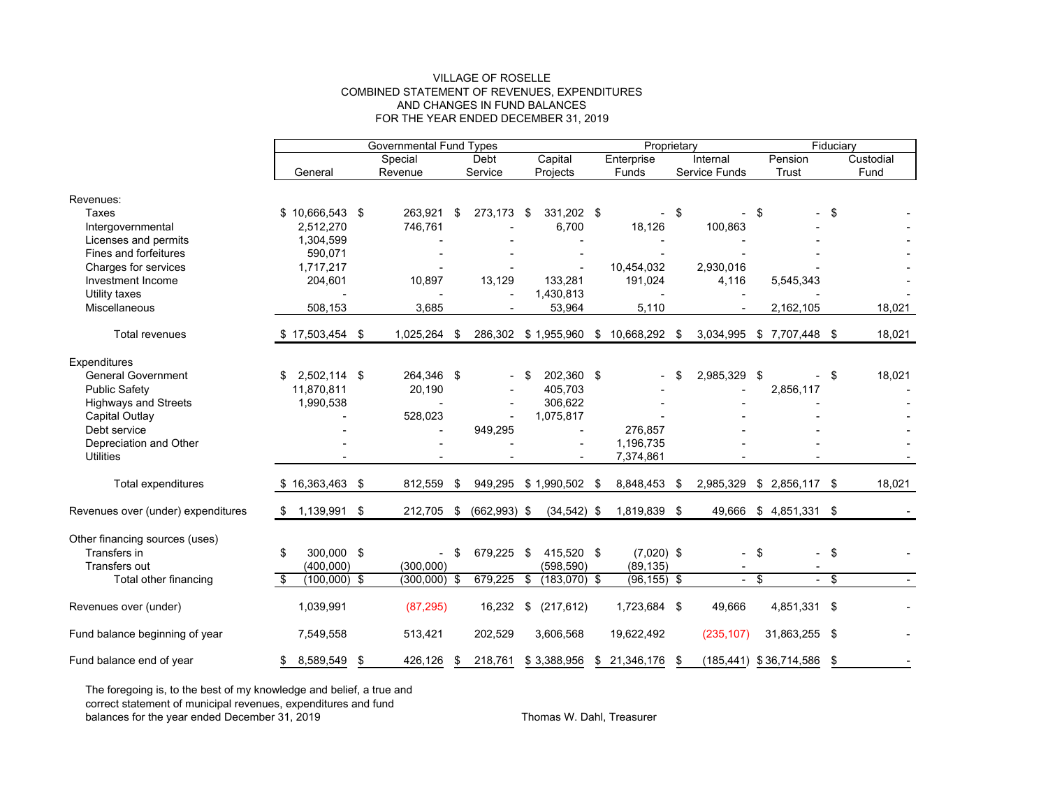VILLAGE OF ROSELLE
COMBINED STATEMENT OF REVENUES, EXPENDITURES
AND CHANGES IN FUND BALANCES
FOR THE YEAR ENDED DECEMBER 31, 2019

| | Governmental Fund Types | | | | Proprietary | | Fiduciary | |
|---|---|---|---|---|---|---|---|---|
| | General | Special Revenue | Debt Service | Capital Projects | Enterprise Funds | Internal Service Funds | Pension Trust | Custodial Fund |
| **Revenues:** | | | | | | | | |
| Taxes | $ 10,666,543 | $ 263,921 | $ 273,173 | $ 331,202 | $ - | $ - | $ - | $ - |
| Intergovernmental | 2,512,270 | 746,761 | - | 6,700 | 18,126 | 100,863 | - | - |
| Licenses and permits | 1,304,599 | - | - | - | - | - | - | - |
| Fines and forfeitures | 590,071 | - | - | - | - | - | - | - |
| Charges for services | 1,717,217 | - | - | - | 10,454,032 | 2,930,016 | - | - |
| Investment Income | 204,601 | 10,897 | 13,129 | 133,281 | 191,024 | 4,116 | 5,545,343 | - |
| Utility taxes | - | - | - | 1,430,813 | - | - | - | - |
| Miscellaneous | 508,153 | 3,685 | - | 53,964 | 5,110 | - | 2,162,105 | 18,021 |
| Total revenues | $ 17,503,454 | $ 1,025,264 | $ 286,302 | $ 1,955,960 | $ 10,668,292 | $ 3,034,995 | $ 7,707,448 | $ 18,021 |
| **Expenditures** | | | | | | | | |
| General Government | $ 2,502,114 | $ 264,346 | $ - | $ 202,360 | $ - | $ 2,985,329 | $ - | $ 18,021 |
| Public Safety | 11,870,811 | 20,190 | - | 405,703 | - | - | 2,856,117 | - |
| Highways and Streets | 1,990,538 | - | - | 306,622 | - | - | - | - |
| Capital Outlay | - | 528,023 | - | 1,075,817 | - | - | - | - |
| Debt service | - | - | 949,295 | - | 276,857 | - | - | - |
| Depreciation and Other | - | - | - | - | 1,196,735 | - | - | - |
| Utilities | - | - | - | - | 7,374,861 | - | - | - |
| Total expenditures | $ 16,363,463 | $ 812,559 | $ 949,295 | $ 1,990,502 | $ 8,848,453 | $ 2,985,329 | $ 2,856,117 | $ 18,021 |
| Revenues over (under) expenditures | $ 1,139,991 | $ 212,705 | $ (662,993) | $ (34,542) | $ 1,819,839 | $ 49,666 | $ 4,851,331 | $ - |
| **Other financing sources (uses)** | | | | | | | | |
| Transfers in | $ 300,000 | $ - | $ 679,225 | $ 415,520 | $ (7,020) | $ - | $ - | $ - |
| Transfers out | (400,000) | (300,000) | | (598,590) | (89,135) | - | - | |
| Total other financing | $ (100,000) | $ (300,000) | $ 679,225 | $ (183,070) | $ (96,155) | $ - | $ - | $ - |
| Revenues over (under) | 1,039,991 | (87,295) | 16,232 | $ (217,612) | 1,723,684 | $ 49,666 | 4,851,331 | $ - |
| Fund balance beginning of year | 7,549,558 | 513,421 | 202,529 | 3,606,568 | 19,622,492 | (235,107) | 31,863,255 | $ - |
| Fund balance end of year | $ 8,589,549 | $ 426,126 | $ 218,761 | $ 3,388,956 | $ 21,346,176 | $ (185,441) | $ 36,714,586 | $ - |

The foregoing is, to the best of my knowledge and belief, a true and correct statement of municipal revenues, expenditures and fund balances for the year ended December 31, 2019

Thomas W. Dahl, Treasurer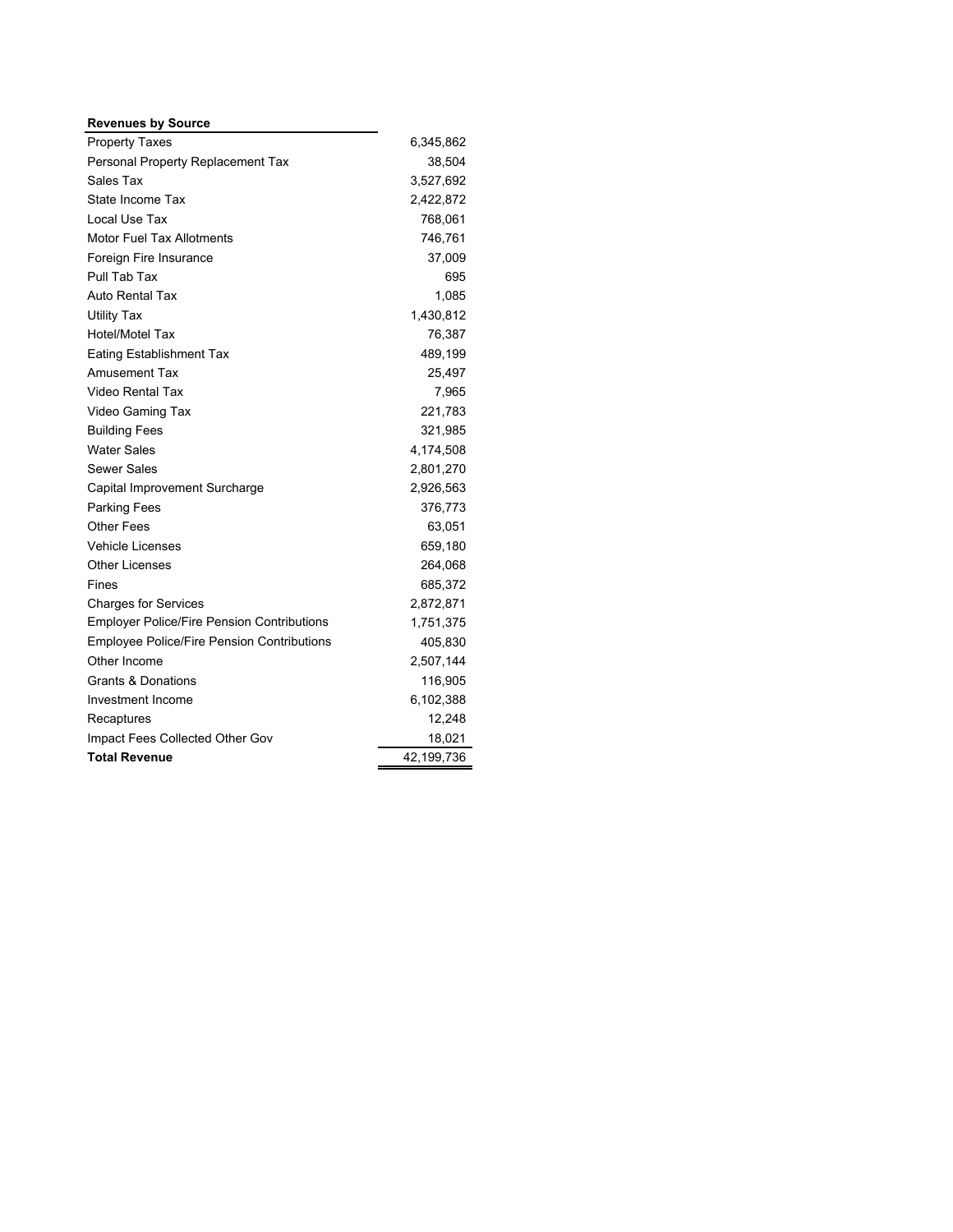| Revenues by Source | |
|---|---|
| Property Taxes | 6,345,862 |
| Personal Property Replacement Tax | 38,504 |
| Sales Tax | 3,527,692 |
| State Income Tax | 2,422,872 |
| Local Use Tax | 768,061 |
| Motor Fuel Tax Allotments | 746,761 |
| Foreign Fire Insurance | 37,009 |
| Pull Tab Tax | 695 |
| Auto Rental Tax | 1,085 |
| Utility Tax | 1,430,812 |
| Hotel/Motel Tax | 76,387 |
| Eating Establishment Tax | 489,199 |
| Amusement Tax | 25,497 |
| Video Rental Tax | 7,965 |
| Video Gaming Tax | 221,783 |
| Building Fees | 321,985 |
| Water Sales | 4,174,508 |
| Sewer Sales | 2,801,270 |
| Capital Improvement Surcharge | 2,926,563 |
| Parking Fees | 376,773 |
| Other Fees | 63,051 |
| Vehicle Licenses | 659,180 |
| Other Licenses | 264,068 |
| Fines | 685,372 |
| Charges for Services | 2,872,871 |
| Employer Police/Fire Pension Contributions | 1,751,375 |
| Employee Police/Fire Pension Contributions | 405,830 |
| Other Income | 2,507,144 |
| Grants & Donations | 116,905 |
| Investment Income | 6,102,388 |
| Recaptures | 12,248 |
| Impact Fees Collected Other Gov | 18,021 |
| **Total Revenue** | 42,199,736 |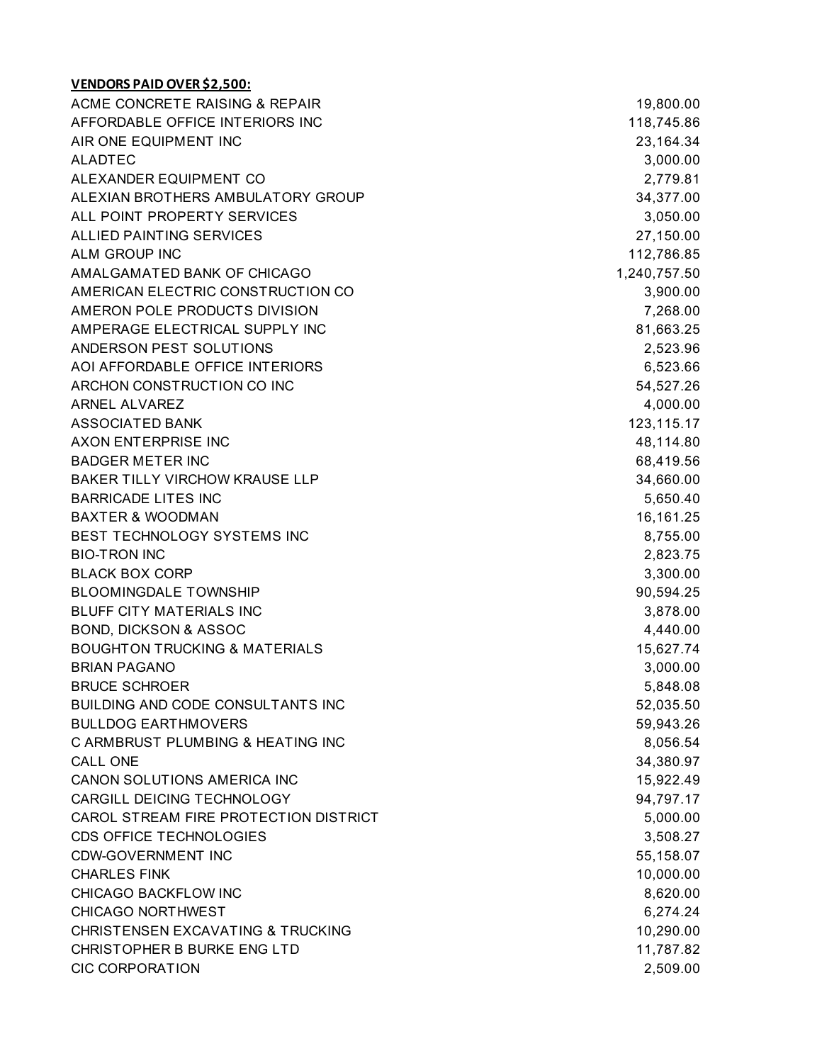**VENDORS PAID OVER $2,500:**

| | |
|---|---|
| ACME CONCRETE RAISING & REPAIR | 19,800.00 |
| AFFORDABLE OFFICE INTERIORS INC | 118,745.86 |
| AIR ONE EQUIPMENT INC | 23,164.34 |
| ALADTEC | 3,000.00 |
| ALEXANDER EQUIPMENT CO | 2,779.81 |
| ALEXIAN BROTHERS AMBULATORY GROUP | 34,377.00 |
| ALL POINT PROPERTY SERVICES | 3,050.00 |
| ALLIED PAINTING SERVICES | 27,150.00 |
| ALM GROUP INC | 112,786.85 |
| AMALGAMATED BANK OF CHICAGO | 1,240,757.50 |
| AMERICAN ELECTRIC CONSTRUCTION CO | 3,900.00 |
| AMERON POLE PRODUCTS DIVISION | 7,268.00 |
| AMPERAGE ELECTRICAL SUPPLY INC | 81,663.25 |
| ANDERSON PEST SOLUTIONS | 2,523.96 |
| AOI AFFORDABLE OFFICE INTERIORS | 6,523.66 |
| ARCHON CONSTRUCTION CO INC | 54,527.26 |
| ARNEL ALVAREZ | 4,000.00 |
| ASSOCIATED BANK | 123,115.17 |
| AXON ENTERPRISE INC | 48,114.80 |
| BADGER METER INC | 68,419.56 |
| BAKER TILLY VIRCHOW KRAUSE LLP | 34,660.00 |
| BARRICADE LITES INC | 5,650.40 |
| BAXTER & WOODMAN | 16,161.25 |
| BEST TECHNOLOGY SYSTEMS INC | 8,755.00 |
| BIO-TRON INC | 2,823.75 |
| BLACK BOX CORP | 3,300.00 |
| BLOOMINGDALE TOWNSHIP | 90,594.25 |
| BLUFF CITY MATERIALS INC | 3,878.00 |
| BOND, DICKSON & ASSOC | 4,440.00 |
| BOUGHTON TRUCKING & MATERIALS | 15,627.74 |
| BRIAN PAGANO | 3,000.00 |
| BRUCE SCHROER | 5,848.08 |
| BUILDING AND CODE CONSULTANTS INC | 52,035.50 |
| BULLDOG EARTHMOVERS | 59,943.26 |
| C ARMBRUST PLUMBING & HEATING INC | 8,056.54 |
| CALL ONE | 34,380.97 |
| CANON SOLUTIONS AMERICA INC | 15,922.49 |
| CARGILL DEICING TECHNOLOGY | 94,797.17 |
| CAROL STREAM FIRE PROTECTION DISTRICT | 5,000.00 |
| CDS OFFICE TECHNOLOGIES | 3,508.27 |
| CDW-GOVERNMENT INC | 55,158.07 |
| CHARLES FINK | 10,000.00 |
| CHICAGO BACKFLOW INC | 8,620.00 |
| CHICAGO NORTHWEST | 6,274.24 |
| CHRISTENSEN EXCAVATING & TRUCKING | 10,290.00 |
| CHRISTOPHER B BURKE ENG LTD | 11,787.82 |
| CIC CORPORATION | 2,509.00 |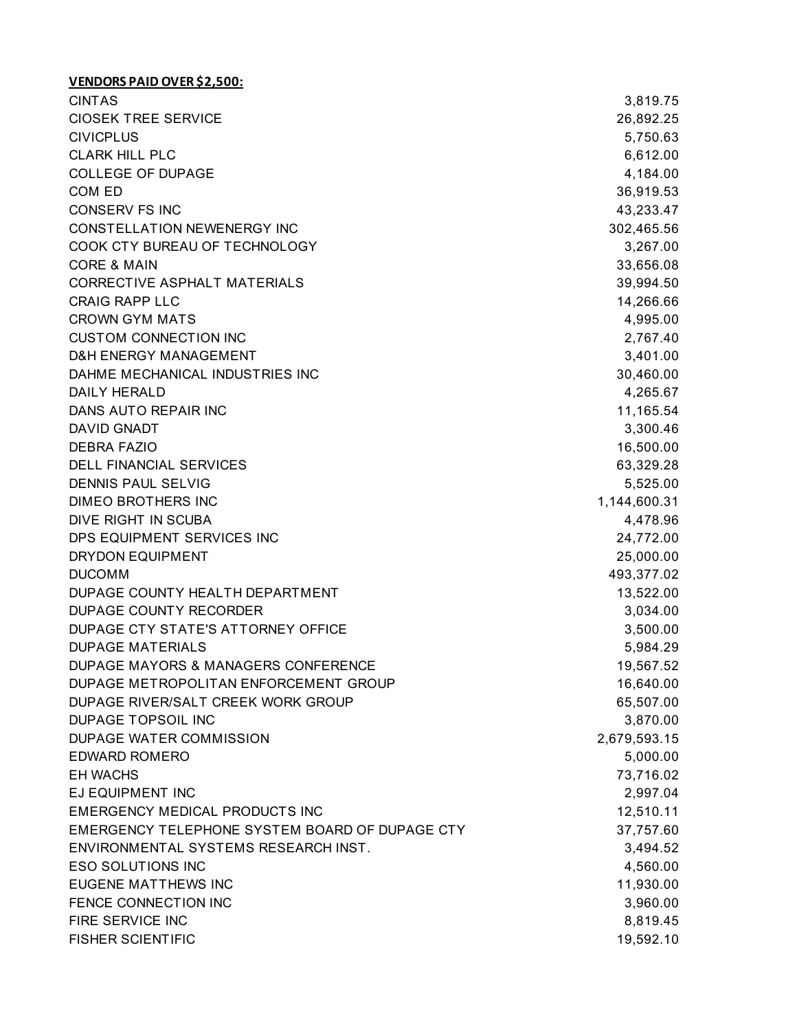**VENDORS PAID OVER $2,500:**

| | |
|---|---|
| CINTAS | 3,819.75 |
| CIOSEK TREE SERVICE | 26,892.25 |
| CIVICPLUS | 5,750.63 |
| CLARK HILL PLC | 6,612.00 |
| COLLEGE OF DUPAGE | 4,184.00 |
| COM ED | 36,919.53 |
| CONSERV FS INC | 43,233.47 |
| CONSTELLATION NEWENERGY INC | 302,465.56 |
| COOK CTY BUREAU OF TECHNOLOGY | 3,267.00 |
| CORE & MAIN | 33,656.08 |
| CORRECTIVE ASPHALT MATERIALS | 39,994.50 |
| CRAIG RAPP LLC | 14,266.66 |
| CROWN GYM MATS | 4,995.00 |
| CUSTOM CONNECTION INC | 2,767.40 |
| D&H ENERGY MANAGEMENT | 3,401.00 |
| DAHME MECHANICAL INDUSTRIES INC | 30,460.00 |
| DAILY HERALD | 4,265.67 |
| DANS AUTO REPAIR INC | 11,165.54 |
| DAVID GNADT | 3,300.46 |
| DEBRA FAZIO | 16,500.00 |
| DELL FINANCIAL SERVICES | 63,329.28 |
| DENNIS PAUL SELVIG | 5,525.00 |
| DIMEO BROTHERS INC | 1,144,600.31 |
| DIVE RIGHT IN SCUBA | 4,478.96 |
| DPS EQUIPMENT SERVICES INC | 24,772.00 |
| DRYDON EQUIPMENT | 25,000.00 |
| DUCOMM | 493,377.02 |
| DUPAGE COUNTY HEALTH DEPARTMENT | 13,522.00 |
| DUPAGE COUNTY RECORDER | 3,034.00 |
| DUPAGE CTY STATE'S ATTORNEY OFFICE | 3,500.00 |
| DUPAGE MATERIALS | 5,984.29 |
| DUPAGE MAYORS & MANAGERS CONFERENCE | 19,567.52 |
| DUPAGE METROPOLITAN ENFORCEMENT GROUP | 16,640.00 |
| DUPAGE RIVER/SALT CREEK WORK GROUP | 65,507.00 |
| DUPAGE TOPSOIL INC | 3,870.00 |
| DUPAGE WATER COMMISSION | 2,679,593.15 |
| EDWARD ROMERO | 5,000.00 |
| EH WACHS | 73,716.02 |
| EJ EQUIPMENT INC | 2,997.04 |
| EMERGENCY MEDICAL PRODUCTS INC | 12,510.11 |
| EMERGENCY TELEPHONE SYSTEM BOARD OF DUPAGE CTY | 37,757.60 |
| ENVIRONMENTAL SYSTEMS RESEARCH INST. | 3,494.52 |
| ESO SOLUTIONS INC | 4,560.00 |
| EUGENE MATTHEWS INC | 11,930.00 |
| FENCE CONNECTION INC | 3,960.00 |
| FIRE SERVICE INC | 8,819.45 |
| FISHER SCIENTIFIC | 19,592.10 |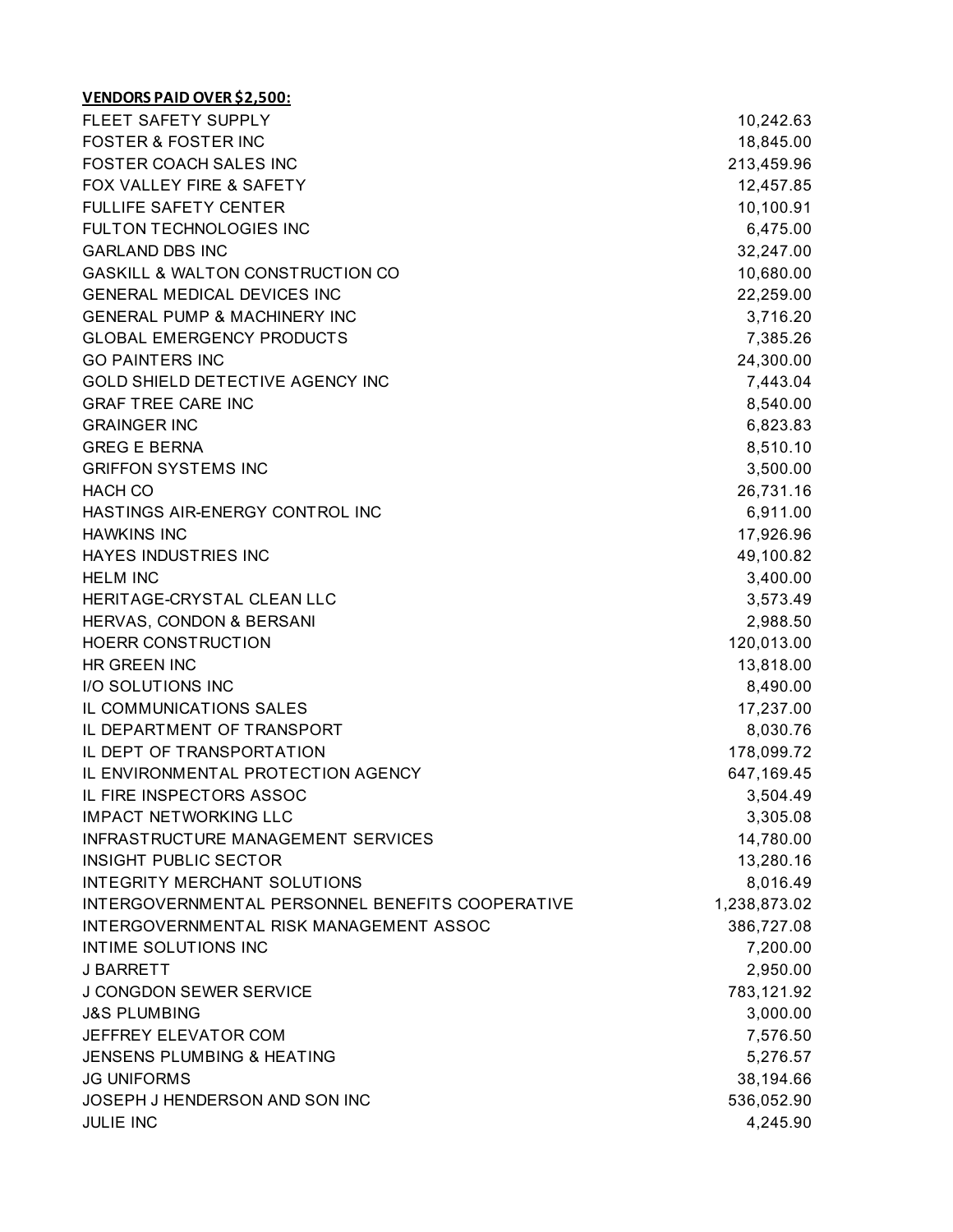**VENDORS PAID OVER $2,500:**

| | |
|---|---|
| FLEET SAFETY SUPPLY | 10,242.63 |
| FOSTER & FOSTER INC | 18,845.00 |
| FOSTER COACH SALES INC | 213,459.96 |
| FOX VALLEY FIRE & SAFETY | 12,457.85 |
| FULLIFE SAFETY CENTER | 10,100.91 |
| FULTON TECHNOLOGIES INC | 6,475.00 |
| GARLAND DBS INC | 32,247.00 |
| GASKILL & WALTON CONSTRUCTION CO | 10,680.00 |
| GENERAL MEDICAL DEVICES INC | 22,259.00 |
| GENERAL PUMP & MACHINERY INC | 3,716.20 |
| GLOBAL EMERGENCY PRODUCTS | 7,385.26 |
| GO PAINTERS INC | 24,300.00 |
| GOLD SHIELD DETECTIVE AGENCY INC | 7,443.04 |
| GRAF TREE CARE INC | 8,540.00 |
| GRAINGER INC | 6,823.83 |
| GREG E BERNA | 8,510.10 |
| GRIFFON SYSTEMS INC | 3,500.00 |
| HACH CO | 26,731.16 |
| HASTINGS AIR-ENERGY CONTROL INC | 6,911.00 |
| HAWKINS INC | 17,926.96 |
| HAYES INDUSTRIES INC | 49,100.82 |
| HELM INC | 3,400.00 |
| HERITAGE-CRYSTAL CLEAN LLC | 3,573.49 |
| HERVAS, CONDON & BERSANI | 2,988.50 |
| HOERR CONSTRUCTION | 120,013.00 |
| HR GREEN INC | 13,818.00 |
| I/O SOLUTIONS INC | 8,490.00 |
| IL COMMUNICATIONS SALES | 17,237.00 |
| IL DEPARTMENT OF TRANSPORT | 8,030.76 |
| IL DEPT OF TRANSPORTATION | 178,099.72 |
| IL ENVIRONMENTAL PROTECTION AGENCY | 647,169.45 |
| IL FIRE INSPECTORS ASSOC | 3,504.49 |
| IMPACT NETWORKING LLC | 3,305.08 |
| INFRASTRUCTURE MANAGEMENT SERVICES | 14,780.00 |
| INSIGHT PUBLIC SECTOR | 13,280.16 |
| INTEGRITY MERCHANT SOLUTIONS | 8,016.49 |
| INTERGOVERNMENTAL PERSONNEL BENEFITS COOPERATIVE | 1,238,873.02 |
| INTERGOVERNMENTAL RISK MANAGEMENT ASSOC | 386,727.08 |
| INTIME SOLUTIONS INC | 7,200.00 |
| J BARRETT | 2,950.00 |
| J CONGDON SEWER SERVICE | 783,121.92 |
| J&S PLUMBING | 3,000.00 |
| JEFFREY ELEVATOR COM | 7,576.50 |
| JENSENS PLUMBING & HEATING | 5,276.57 |
| JG UNIFORMS | 38,194.66 |
| JOSEPH J HENDERSON AND SON INC | 536,052.90 |
| JULIE INC | 4,245.90 |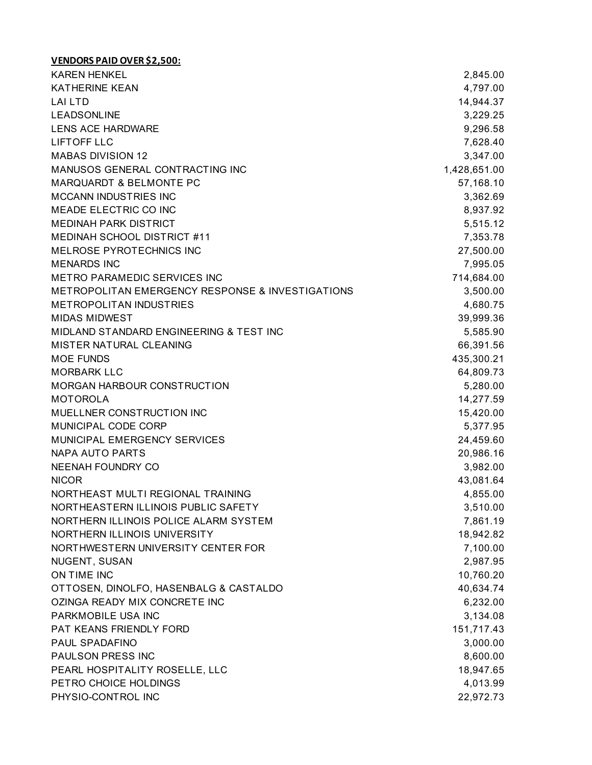**VENDORS PAID OVER $2,500:**

| | |
|---|---:|
| KAREN HENKEL | 2,845.00 |
| KATHERINE KEAN | 4,797.00 |
| LAI LTD | 14,944.37 |
| LEADSONLINE | 3,229.25 |
| LENS ACE HARDWARE | 9,296.58 |
| LIFTOFF LLC | 7,628.40 |
| MABAS DIVISION 12 | 3,347.00 |
| MANUSOS GENERAL CONTRACTING INC | 1,428,651.00 |
| MARQUARDT & BELMONTE PC | 57,168.10 |
| MCCANN INDUSTRIES INC | 3,362.69 |
| MEADE ELECTRIC CO INC | 8,937.92 |
| MEDINAH PARK DISTRICT | 5,515.12 |
| MEDINAH SCHOOL DISTRICT #11 | 7,353.78 |
| MELROSE PYROTECHNICS INC | 27,500.00 |
| MENARDS INC | 7,995.05 |
| METRO PARAMEDIC SERVICES INC | 714,684.00 |
| METROPOLITAN EMERGENCY RESPONSE & INVESTIGATIONS | 3,500.00 |
| METROPOLITAN INDUSTRIES | 4,680.75 |
| MIDAS MIDWEST | 39,999.36 |
| MIDLAND STANDARD ENGINEERING & TEST INC | 5,585.90 |
| MISTER NATURAL CLEANING | 66,391.56 |
| MOE FUNDS | 435,300.21 |
| MORBARK LLC | 64,809.73 |
| MORGAN HARBOUR CONSTRUCTION | 5,280.00 |
| MOTOROLA | 14,277.59 |
| MUELLNER CONSTRUCTION INC | 15,420.00 |
| MUNICIPAL CODE CORP | 5,377.95 |
| MUNICIPAL EMERGENCY SERVICES | 24,459.60 |
| NAPA AUTO PARTS | 20,986.16 |
| NEENAH FOUNDRY CO | 3,982.00 |
| NICOR | 43,081.64 |
| NORTHEAST MULTI REGIONAL TRAINING | 4,855.00 |
| NORTHEASTERN ILLINOIS PUBLIC SAFETY | 3,510.00 |
| NORTHERN ILLINOIS POLICE ALARM SYSTEM | 7,861.19 |
| NORTHERN ILLINOIS UNIVERSITY | 18,942.82 |
| NORTHWESTERN UNIVERSITY CENTER FOR | 7,100.00 |
| NUGENT, SUSAN | 2,987.95 |
| ON TIME INC | 10,760.20 |
| OTTOSEN, DINOLFO, HASENBALG & CASTALDO | 40,634.74 |
| OZINGA READY MIX CONCRETE INC | 6,232.00 |
| PARKMOBILE USA INC | 3,134.08 |
| PAT KEANS FRIENDLY FORD | 151,717.43 |
| PAUL SPADAFINO | 3,000.00 |
| PAULSON PRESS INC | 8,600.00 |
| PEARL HOSPITALITY ROSELLE, LLC | 18,947.65 |
| PETRO CHOICE HOLDINGS | 4,013.99 |
| PHYSIO-CONTROL INC | 22,972.73 |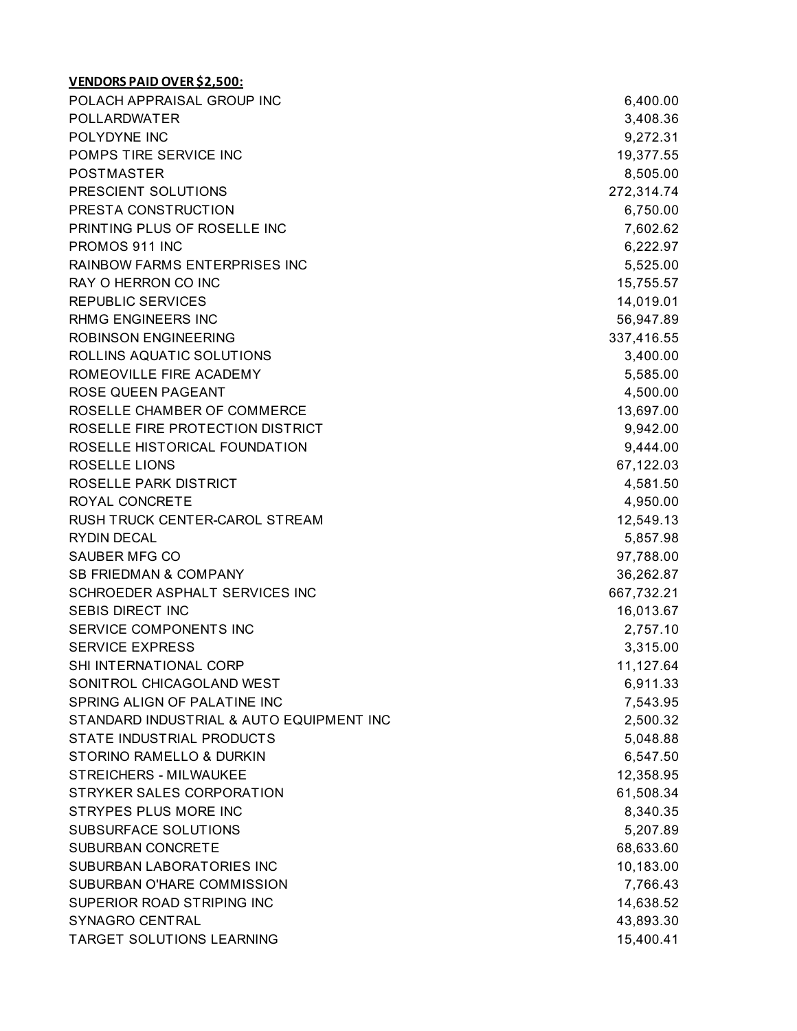**VENDORS PAID OVER $2,500:**

| | |
|---|---|
| POLACH APPRAISAL GROUP INC | 6,400.00 |
| POLLARDWATER | 3,408.36 |
| POLYDYNE INC | 9,272.31 |
| POMPS TIRE SERVICE INC | 19,377.55 |
| POSTMASTER | 8,505.00 |
| PRESCIENT SOLUTIONS | 272,314.74 |
| PRESTA CONSTRUCTION | 6,750.00 |
| PRINTING PLUS OF ROSELLE INC | 7,602.62 |
| PROMOS 911 INC | 6,222.97 |
| RAINBOW FARMS ENTERPRISES INC | 5,525.00 |
| RAY O HERRON CO INC | 15,755.57 |
| REPUBLIC SERVICES | 14,019.01 |
| RHMG ENGINEERS INC | 56,947.89 |
| ROBINSON ENGINEERING | 337,416.55 |
| ROLLINS AQUATIC SOLUTIONS | 3,400.00 |
| ROMEOVILLE FIRE ACADEMY | 5,585.00 |
| ROSE QUEEN PAGEANT | 4,500.00 |
| ROSELLE CHAMBER OF COMMERCE | 13,697.00 |
| ROSELLE FIRE PROTECTION DISTRICT | 9,942.00 |
| ROSELLE HISTORICAL FOUNDATION | 9,444.00 |
| ROSELLE LIONS | 67,122.03 |
| ROSELLE PARK DISTRICT | 4,581.50 |
| ROYAL CONCRETE | 4,950.00 |
| RUSH TRUCK CENTER-CAROL STREAM | 12,549.13 |
| RYDIN DECAL | 5,857.98 |
| SAUBER MFG CO | 97,788.00 |
| SB FRIEDMAN & COMPANY | 36,262.87 |
| SCHROEDER ASPHALT SERVICES INC | 667,732.21 |
| SEBIS DIRECT INC | 16,013.67 |
| SERVICE COMPONENTS INC | 2,757.10 |
| SERVICE EXPRESS | 3,315.00 |
| SHI INTERNATIONAL CORP | 11,127.64 |
| SONITROL CHICAGOLAND WEST | 6,911.33 |
| SPRING ALIGN OF PALATINE INC | 7,543.95 |
| STANDARD INDUSTRIAL & AUTO EQUIPMENT INC | 2,500.32 |
| STATE INDUSTRIAL PRODUCTS | 5,048.88 |
| STORINO RAMELLO & DURKIN | 6,547.50 |
| STREICHERS - MILWAUKEE | 12,358.95 |
| STRYKER SALES CORPORATION | 61,508.34 |
| STRYPES PLUS MORE INC | 8,340.35 |
| SUBSURFACE SOLUTIONS | 5,207.89 |
| SUBURBAN CONCRETE | 68,633.60 |
| SUBURBAN LABORATORIES INC | 10,183.00 |
| SUBURBAN O'HARE COMMISSION | 7,766.43 |
| SUPERIOR ROAD STRIPING INC | 14,638.52 |
| SYNAGRO CENTRAL | 43,893.30 |
| TARGET SOLUTIONS LEARNING | 15,400.41 |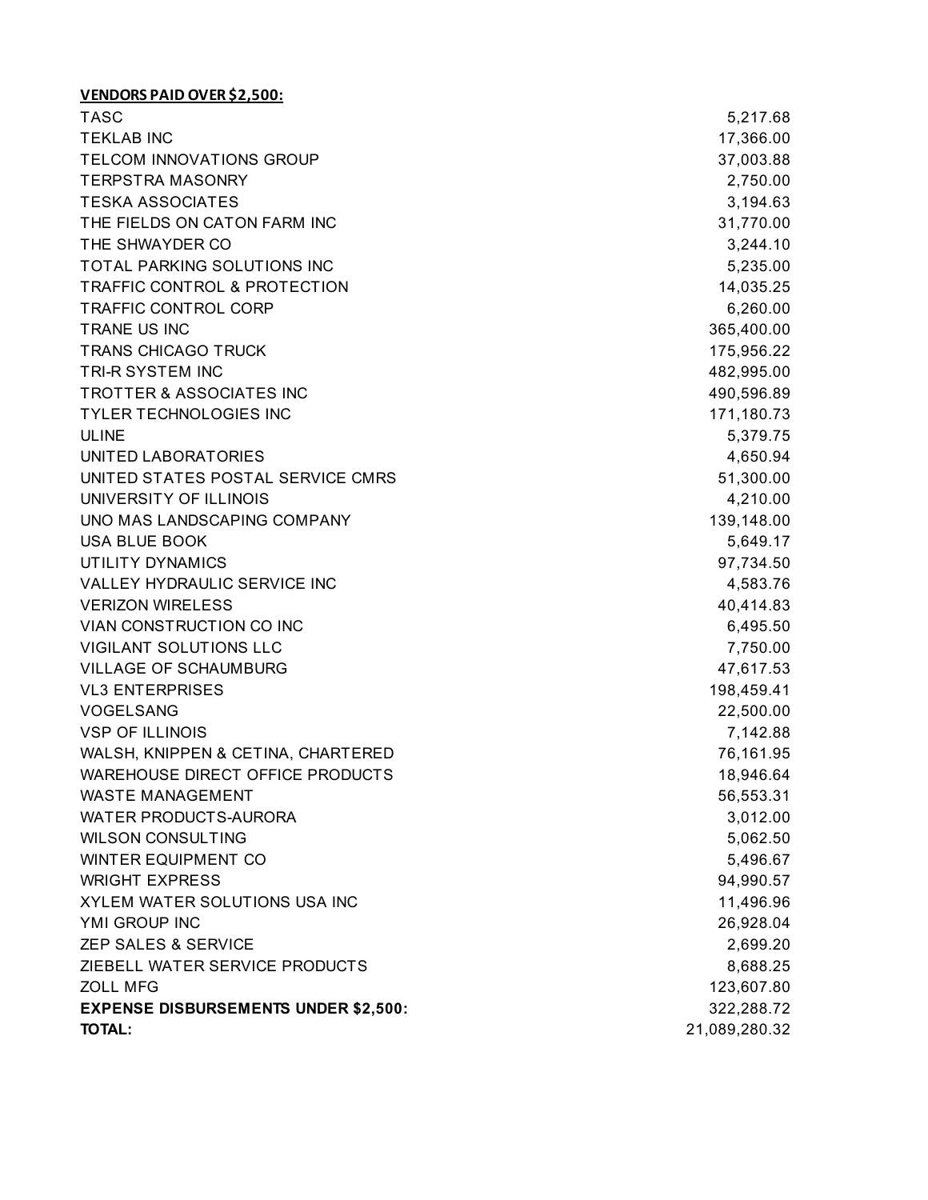**VENDORS PAID OVER $2,500:**

| | |
|---|---|
| TASC | 5,217.68 |
| TEKLAB INC | 17,366.00 |
| TELCOM INNOVATIONS GROUP | 37,003.88 |
| TERPSTRA MASONRY | 2,750.00 |
| TESKA ASSOCIATES | 3,194.63 |
| THE FIELDS ON CATON FARM INC | 31,770.00 |
| THE SHWAYDER CO | 3,244.10 |
| TOTAL PARKING SOLUTIONS INC | 5,235.00 |
| TRAFFIC CONTROL & PROTECTION | 14,035.25 |
| TRAFFIC CONTROL CORP | 6,260.00 |
| TRANE US INC | 365,400.00 |
| TRANS CHICAGO TRUCK | 175,956.22 |
| TRI-R SYSTEM INC | 482,995.00 |
| TROTTER & ASSOCIATES INC | 490,596.89 |
| TYLER TECHNOLOGIES INC | 171,180.73 |
| ULINE | 5,379.75 |
| UNITED LABORATORIES | 4,650.94 |
| UNITED STATES POSTAL SERVICE CMRS | 51,300.00 |
| UNIVERSITY OF ILLINOIS | 4,210.00 |
| UNO MAS LANDSCAPING COMPANY | 139,148.00 |
| USA BLUE BOOK | 5,649.17 |
| UTILITY DYNAMICS | 97,734.50 |
| VALLEY HYDRAULIC SERVICE INC | 4,583.76 |
| VERIZON WIRELESS | 40,414.83 |
| VIAN CONSTRUCTION CO INC | 6,495.50 |
| VIGILANT SOLUTIONS LLC | 7,750.00 |
| VILLAGE OF SCHAUMBURG | 47,617.53 |
| VL3 ENTERPRISES | 198,459.41 |
| VOGELSANG | 22,500.00 |
| VSP OF ILLINOIS | 7,142.88 |
| WALSH, KNIPPEN & CETINA, CHARTERED | 76,161.95 |
| WAREHOUSE DIRECT OFFICE PRODUCTS | 18,946.64 |
| WASTE MANAGEMENT | 56,553.31 |
| WATER PRODUCTS-AURORA | 3,012.00 |
| WILSON CONSULTING | 5,062.50 |
| WINTER EQUIPMENT CO | 5,496.67 |
| WRIGHT EXPRESS | 94,990.57 |
| XYLEM WATER SOLUTIONS USA INC | 11,496.96 |
| YMI GROUP INC | 26,928.04 |
| ZEP SALES & SERVICE | 2,699.20 |
| ZIEBELL WATER SERVICE PRODUCTS | 8,688.25 |
| ZOLL MFG | 123,607.80 |
| **EXPENSE DISBURSEMENTS UNDER $2,500:** | 322,288.72 |
| **TOTAL:** | 21,089,280.32 |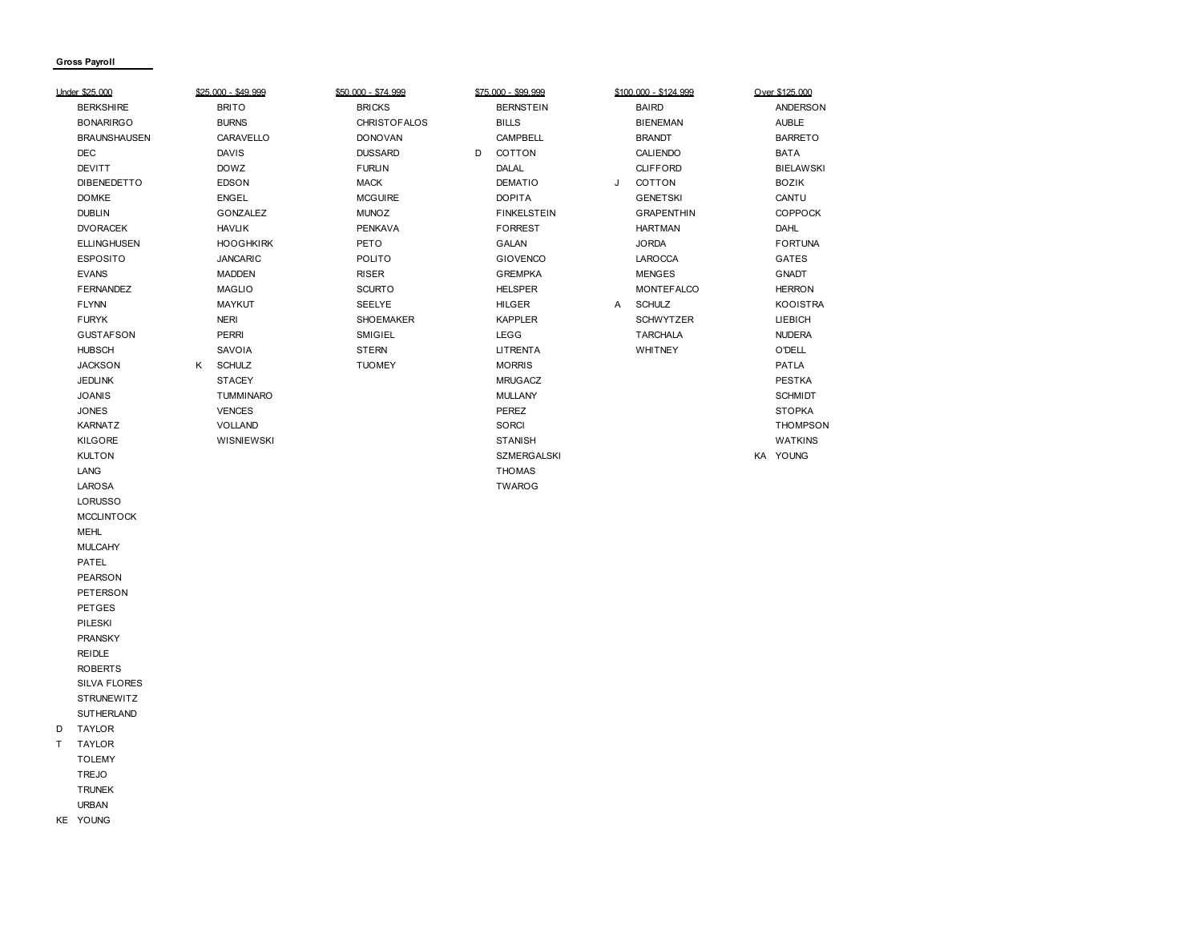**Gross Payroll**

| Under $25,000 | $25,000 - $49,999 | $50,000 - $74,999 | $75,000 - $99,999 | $100,000 - $124,999 | Over $125,000 |
|---|---|---|---|---|---|
| BERKSHIRE | BRITO | BRICKS | BERNSTEIN | BAIRD | ANDERSON |
| BONARIRGO | BURNS | CHRISTOFALOS | BILLS | BIENEMAN | AUBLE |
| BRAUNSHAUSEN | CARAVELLO | DONOVAN | CAMPBELL | BRANDT | BARRETO |
| DEC | DAVIS | DUSSARD | D COTTON | CALIENDO | BATA |
| DEVITT | DOWZ | FURLIN | DALAL | CLIFFORD | BIELAWSKI |
| DIBENEDETTO | EDSON | MACK | DEMATIO | J COTTON | BOZIK |
| DOMKE | ENGEL | MCGUIRE | DOPITA | GENETSKI | CANTU |
| DUBLIN | GONZALEZ | MUNOZ | FINKELSTEIN | GRAPENTHIN | COPPOCK |
| DVORACEK | HAVLIK | PENKAVA | FORREST | HARTMAN | DAHL |
| ELLINGHUSEN | HOOGHKIRK | PETO | GALAN | JORDA | FORTUNA |
| ESPOSITO | JANCARIC | POLITO | GIOVENCO | LAROCCA | GATES |
| EVANS | MADDEN | RISER | GREMPKA | MENGES | GNADT |
| FERNANDEZ | MAGLIO | SCURTO | HELSPER | MONTEFALCO | HERRON |
| FLYNN | MAYKUT | SEELYE | HILGER | A SCHULZ | KOOISTRA |
| FURYK | NERI | SHOEMAKER | KAPPLER | SCHWYTZER | LIEBICH |
| GUSTAFSON | PERRI | SMIGIEL | LEGG | TARCHALA | NUDERA |
| HUBSCH | SAVOIA | STERN | LITRENTA | WHITNEY | O'DELL |
| JACKSON | K SCHULZ | TUOMEY | MORRIS | | PATLA |
| JEDLINK | STACEY | | MRUGACZ | | PESTKA |
| JOANIS | TUMMINARO | | MULLANY | | SCHMIDT |
| JONES | VENCES | | PEREZ | | STOPKA |
| KARNATZ | VOLLAND | | SORCI | | THOMPSON |
| KILGORE | WISNIEWSKI | | STANISH | | WATKINS |
| KULTON | | | SZMERGALSKI | | KA YOUNG |
| LANG | | | THOMAS | | |
| LAROSA | | | TWAROG | | |
| LORUSSO | | | | | |
| MCCLINTOCK | | | | | |
| MEHL | | | | | |
| MULCAHY | | | | | |
| PATEL | | | | | |
| PEARSON | | | | | |
| PETERSON | | | | | |
| PETGES | | | | | |
| PILESKI | | | | | |
| PRANSKY | | | | | |
| REIDLE | | | | | |
| ROBERTS | | | | | |
| SILVA FLORES | | | | | |
| STRUNEWITZ | | | | | |
| SUTHERLAND | | | | | |
| D TAYLOR | | | | | |
| T TAYLOR | | | | | |
| TOLEMY | | | | | |
| TREJO | | | | | |
| TRUNEK | | | | | |
| URBAN | | | | | |
| KE YOUNG | | | | | |